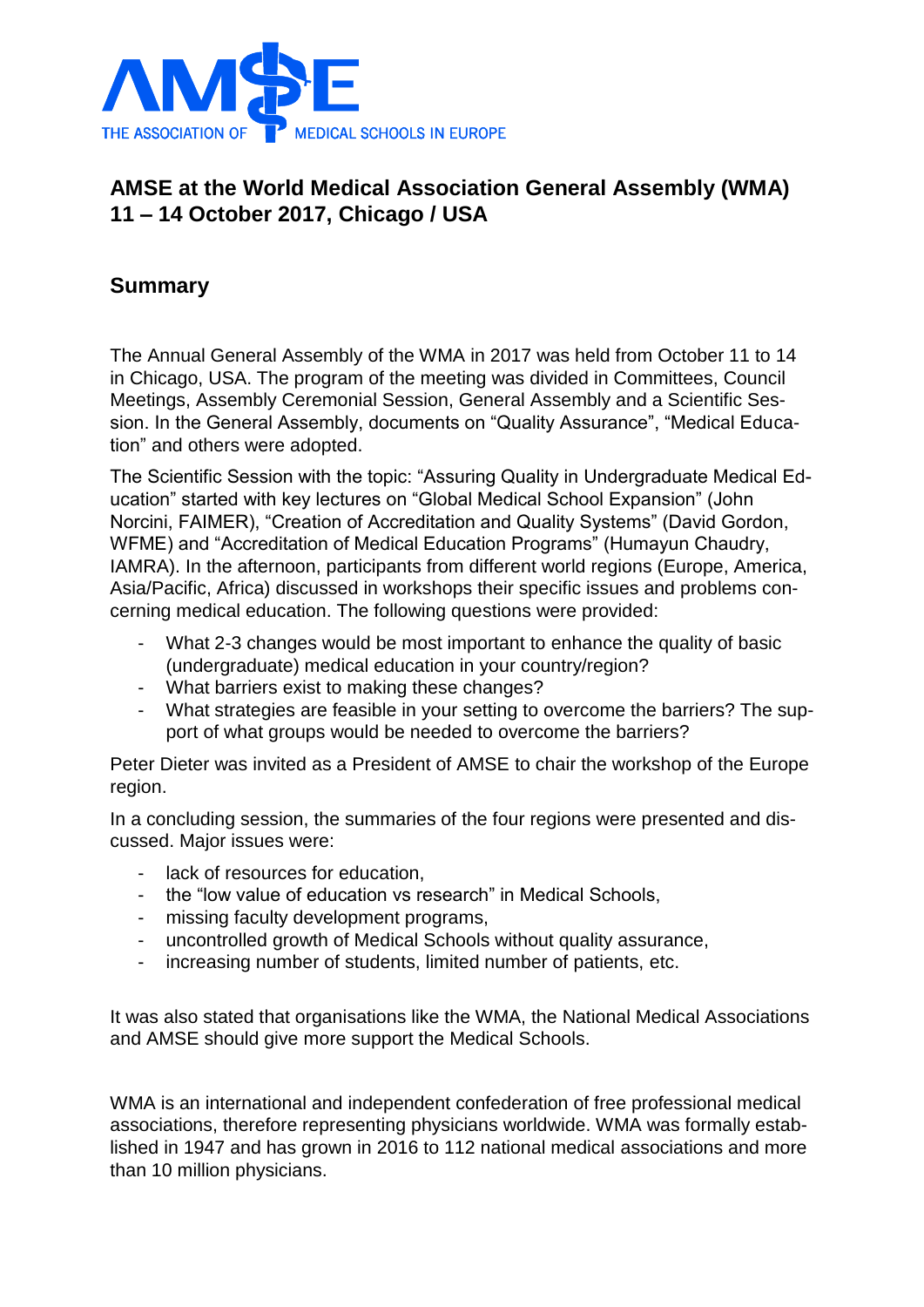AMSE

THE ASSOCIATION OF MEDICAL SCHOOLS IN EUROPE

# AMSE at the World Medical Association General Assembly (WMA) 11 – 14 October 2017, Chicago / USA

## Summary

The Annual General Assembly of the WMA in 2017 was held from October 11 to 14 in Chicago, USA. The program of the meeting was divided in Committees, Council Meetings, Assembly Ceremonial Session, General Assembly and a Scientific Session. In the General Assembly, documents on "Quality Assurance", "Medical Education" and others were adopted.

The Scientific Session with the topic: "Assuring Quality in Undergraduate Medical Education" started with key lectures on "Global Medical School Expansion" (John Norcini, FAIMER), "Creation of Accreditation and Quality Systems" (David Gordon, WFME) and "Accreditation of Medical Education Programs" (Humayun Chaudry, IAMRA). In the afternoon, participants from different world regions (Europe, America, Asia/Pacific, Africa) discussed in workshops their specific issues and problems concerning medical education. The following questions were provided:

- What 2-3 changes would be most important to enhance the quality of basic (undergraduate) medical education in your country/region?
- What barriers exist to making these changes?
- What strategies are feasible in your setting to overcome the barriers? The support of what groups would be needed to overcome the barriers?

Peter Dieter was invited as a President of AMSE to chair the workshop of the Europe region.

In a concluding session, the summaries of the four regions were presented and discussed. Major issues were:

- lack of resources for education,
- the "low value of education vs research" in Medical Schools,
- missing faculty development programs,
- uncontrolled growth of Medical Schools without quality assurance,
- increasing number of students, limited number of patients, etc.

It was also stated that organisations like the WMA, the National Medical Associations and AMSE should give more support the Medical Schools.

WMA is an international and independent confederation of free professional medical associations, therefore representing physicians worldwide. WMA was formally established in 1947 and has grown in 2016 to 112 national medical associations and more than 10 million physicians.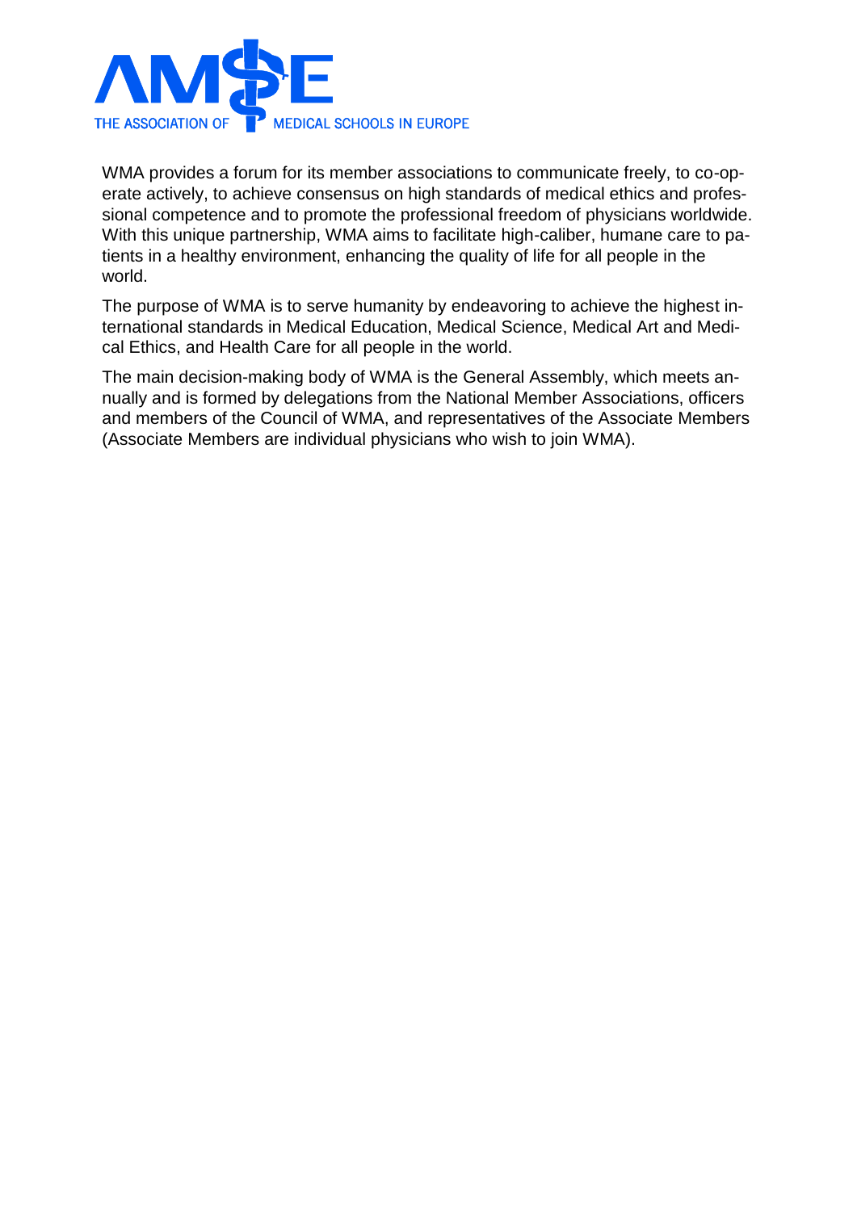WMA provides a forum for its member associations to communicate freely, to co-operate actively, to achieve consensus on high standards of medical ethics and professional competence and to promote the professional freedom of physicians worldwide. With this unique partnership, WMA aims to facilitate high-caliber, humane care to patients in a healthy environment, enhancing the quality of life for all people in the world.

The purpose of WMA is to serve humanity by endeavoring to achieve the highest international standards in Medical Education, Medical Science, Medical Art and Medical Ethics, and Health Care for all people in the world.

The main decision-making body of WMA is the General Assembly, which meets annually and is formed by delegations from the National Member Associations, officers and members of the Council of WMA, and representatives of the Associate Members (Associate Members are individual physicians who wish to join WMA).